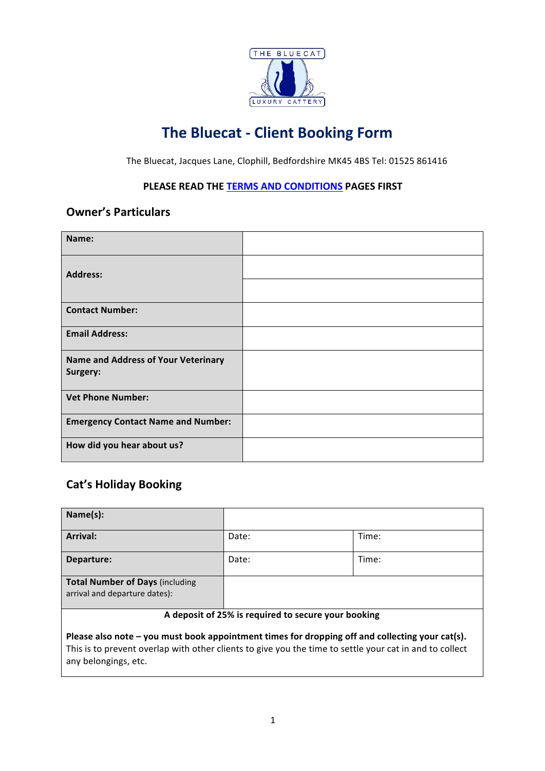THE BLUECAT
LUXURY CATTERY

# The Bluecat - Client Booking Form

The Bluecat, Jacques Lane, Clophill, Bedfordshire MK45 4BS Tel: 01525 861416

**PLEASE READ THE TERMS AND CONDITIONS PAGES FIRST**

## Owner's Particulars

| **Name:** | |
|---|---|
| **Address:** | |
| | |
| **Contact Number:** | |
| **Email Address:** | |
| **Name and Address of Your Veterinary Surgery:** | |
| **Vet Phone Number:** | |
| **Emergency Contact Name and Number:** | |
| **How did you hear about us?** | |

## Cat's Holiday Booking

| **Name(s):** | | |
|---|---|---|
| **Arrival:** | Date: | Time: |
| **Departure:** | Date: | Time: |
| **Total Number of Days** (including arrival and departure dates): | | |

**A deposit of 25% is required to secure your booking**

**Please also note – you must book appointment times for dropping off and collecting your cat(s).** This is to prevent overlap with other clients to give you the time to settle your cat in and to collect any belongings, etc.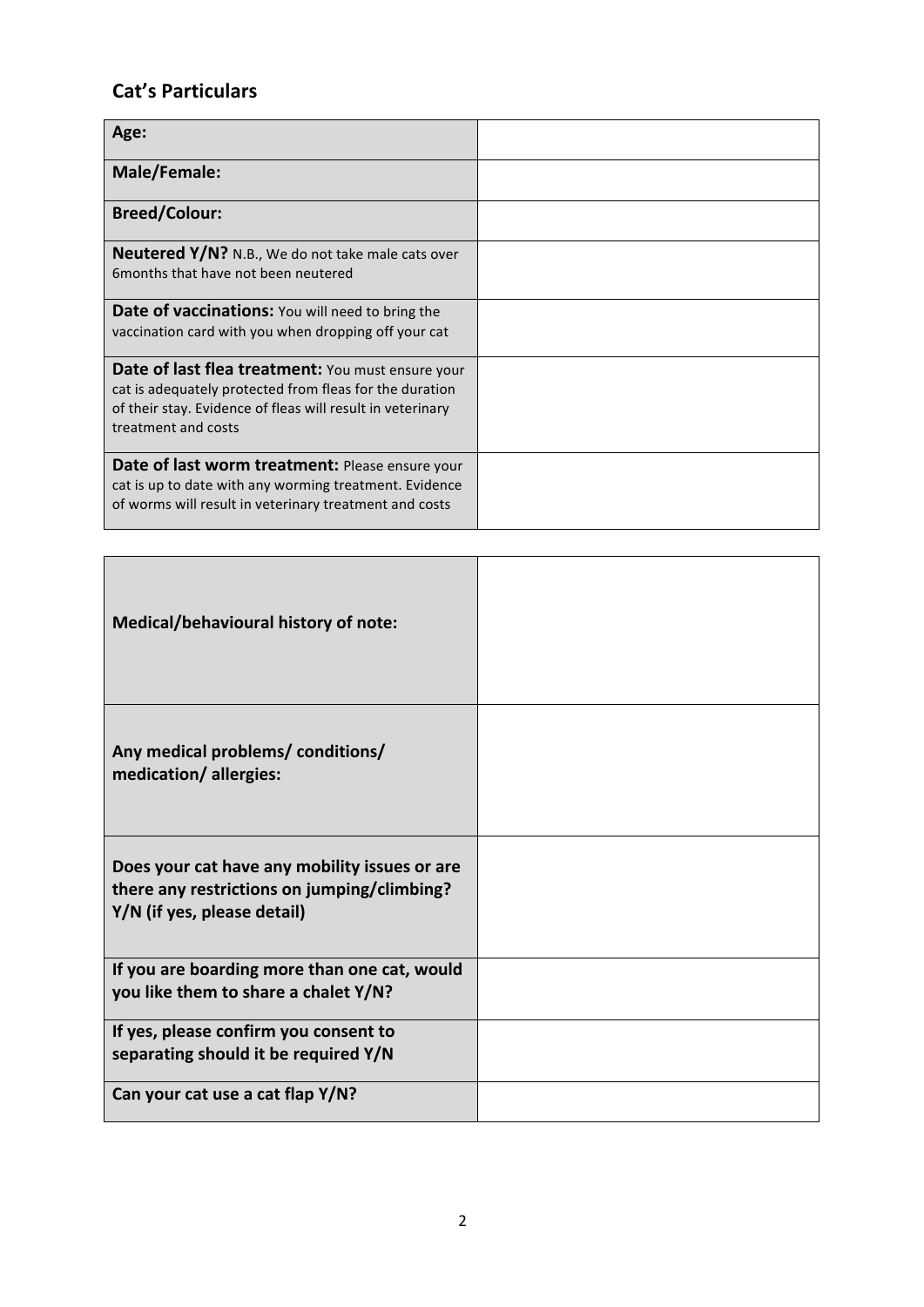## Cat's Particulars

| | |
|---|---|
| **Age:** | |
| **Male/Female:** | |
| **Breed/Colour:** | |
| **Neutered Y/N?** N.B., We do not take male cats over 6months that have not been neutered | |
| **Date of vaccinations:** You will need to bring the vaccination card with you when dropping off your cat | |
| **Date of last flea treatment:** You must ensure your cat is adequately protected from fleas for the duration of their stay. Evidence of fleas will result in veterinary treatment and costs | |
| **Date of last worm treatment:** Please ensure your cat is up to date with any worming treatment. Evidence of worms will result in veterinary treatment and costs | |

| | |
|---|---|
| **Medical/behavioural history of note:** | |
| **Any medical problems/ conditions/ medication/ allergies:** | |
| **Does your cat have any mobility issues or are there any restrictions on jumping/climbing? Y/N (if yes, please detail)** | |
| **If you are boarding more than one cat, would you like them to share a chalet Y/N?** | |
| **If yes, please confirm you consent to separating should it be required Y/N** | |
| **Can your cat use a cat flap Y/N?** | |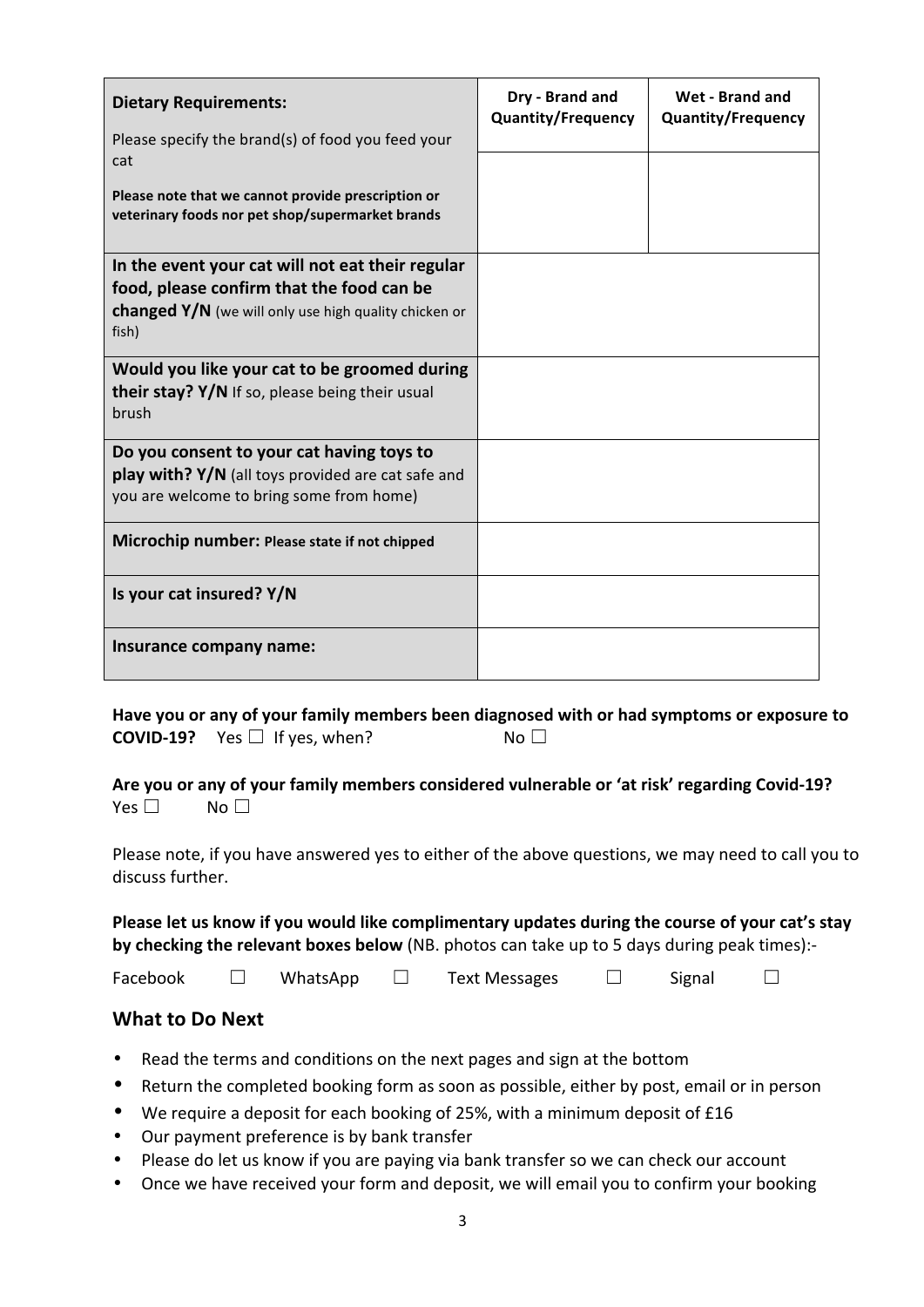| **Dietary Requirements:**<br>Please specify the brand(s) of food you feed your cat<br>**Please note that we cannot provide prescription or veterinary foods nor pet shop/supermarket brands** | **Dry - Brand and Quantity/Frequency** | **Wet - Brand and Quantity/Frequency** |
|---|---|---|
| | | |
| **In the event your cat will not eat their regular food, please confirm that the food can be changed Y/N** (we will only use high quality chicken or fish) | | |
| **Would you like your cat to be groomed during their stay? Y/N** If so, please being their usual brush | | |
| **Do you consent to your cat having toys to play with? Y/N** (all toys provided are cat safe and you are welcome to bring some from home) | | |
| **Microchip number: Please state if not chipped** | | |
| **Is your cat insured? Y/N** | | |
| **Insurance company name:** | | |

**Have you or any of your family members been diagnosed with or had symptoms or exposure to COVID-19?** Yes ☐ If yes, when? No ☐

**Are you or any of your family members considered vulnerable or 'at risk' regarding Covid-19?**
Yes ☐ No ☐

Please note, if you have answered yes to either of the above questions, we may need to call you to discuss further.

**Please let us know if you would like complimentary updates during the course of your cat's stay by checking the relevant boxes below** (NB. photos can take up to 5 days during peak times):-

Facebook ☐ WhatsApp ☐ Text Messages ☐ Signal ☐

## What to Do Next

- Read the terms and conditions on the next pages and sign at the bottom
- Return the completed booking form as soon as possible, either by post, email or in person
- We require a deposit for each booking of 25%, with a minimum deposit of £16
- Our payment preference is by bank transfer
- Please do let us know if you are paying via bank transfer so we can check our account
- Once we have received your form and deposit, we will email you to confirm your booking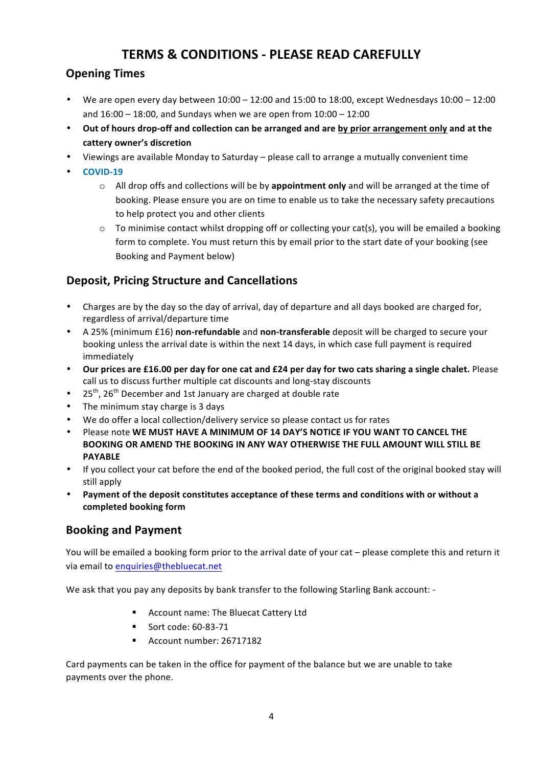# TERMS & CONDITIONS - PLEASE READ CAREFULLY

## Opening Times

- We are open every day between 10:00 – 12:00 and 15:00 to 18:00, except Wednesdays 10:00 – 12:00 and 16:00 – 18:00, and Sundays when we are open from 10:00 – 12:00
- **Out of hours drop-off and collection can be arranged and are <u>by prior arrangement only</u> and at the cattery owner's discretion**
- Viewings are available Monday to Saturday – please call to arrange a mutually convenient time
- **COVID-19**
    - All drop offs and collections will be by **appointment only** and will be arranged at the time of booking. Please ensure you are on time to enable us to take the necessary safety precautions to help protect you and other clients
    - To minimise contact whilst dropping off or collecting your cat(s), you will be emailed a booking form to complete. You must return this by email prior to the start date of your booking (see Booking and Payment below)

## Deposit, Pricing Structure and Cancellations

- Charges are by the day so the day of arrival, day of departure and all days booked are charged for, regardless of arrival/departure time
- A 25% (minimum £16) **non-refundable** and **non-transferable** deposit will be charged to secure your booking unless the arrival date is within the next 14 days, in which case full payment is required immediately
- **Our prices are £16.00 per day for one cat and £24 per day for two cats sharing a single chalet.** Please call us to discuss further multiple cat discounts and long-stay discounts
- 25th, 26th December and 1st January are charged at double rate
- The minimum stay charge is 3 days
- We do offer a local collection/delivery service so please contact us for rates
- Please note **WE MUST HAVE A MINIMUM OF 14 DAY'S NOTICE IF YOU WANT TO CANCEL THE BOOKING OR AMEND THE BOOKING IN ANY WAY OTHERWISE THE FULL AMOUNT WILL STILL BE PAYABLE**
- If you collect your cat before the end of the booked period, the full cost of the original booked stay will still apply
- **Payment of the deposit constitutes acceptance of these terms and conditions with or without a completed booking form**

## Booking and Payment

You will be emailed a booking form prior to the arrival date of your cat – please complete this and return it via email to enquiries@thebluecat.net

We ask that you pay any deposits by bank transfer to the following Starling Bank account: -

- Account name: The Bluecat Cattery Ltd
- Sort code: 60-83-71
- Account number: 26717182

Card payments can be taken in the office for payment of the balance but we are unable to take payments over the phone.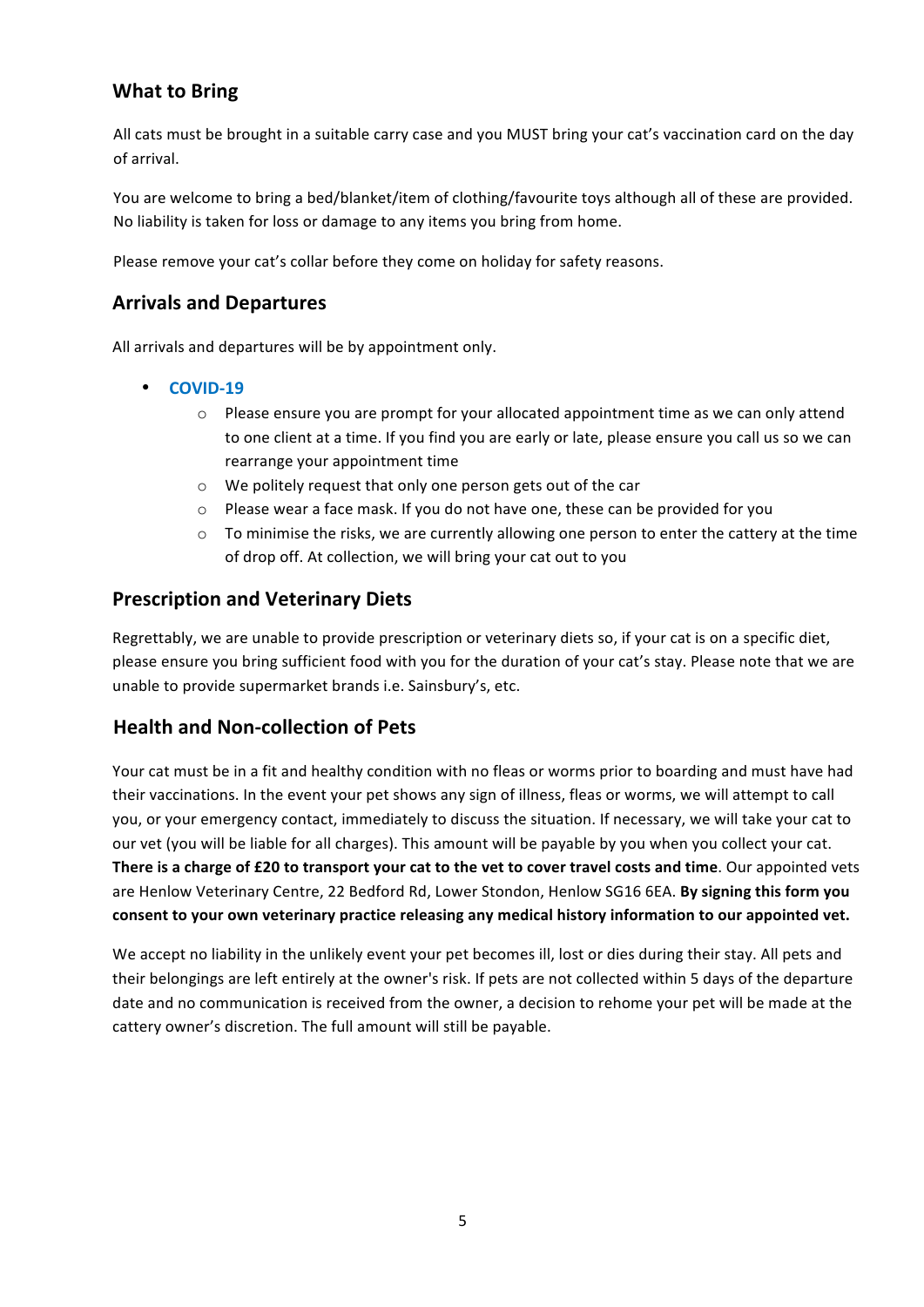## What to Bring

All cats must be brought in a suitable carry case and you MUST bring your cat's vaccination card on the day of arrival.

You are welcome to bring a bed/blanket/item of clothing/favourite toys although all of these are provided. No liability is taken for loss or damage to any items you bring from home.

Please remove your cat's collar before they come on holiday for safety reasons.

## Arrivals and Departures

All arrivals and departures will be by appointment only.

- **COVID-19**
  - Please ensure you are prompt for your allocated appointment time as we can only attend to one client at a time. If you find you are early or late, please ensure you call us so we can rearrange your appointment time
  - We politely request that only one person gets out of the car
  - Please wear a face mask. If you do not have one, these can be provided for you
  - To minimise the risks, we are currently allowing one person to enter the cattery at the time of drop off. At collection, we will bring your cat out to you

## Prescription and Veterinary Diets

Regrettably, we are unable to provide prescription or veterinary diets so, if your cat is on a specific diet, please ensure you bring sufficient food with you for the duration of your cat's stay. Please note that we are unable to provide supermarket brands i.e. Sainsbury's, etc.

## Health and Non-collection of Pets

Your cat must be in a fit and healthy condition with no fleas or worms prior to boarding and must have had their vaccinations. In the event your pet shows any sign of illness, fleas or worms, we will attempt to call you, or your emergency contact, immediately to discuss the situation. If necessary, we will take your cat to our vet (you will be liable for all charges). This amount will be payable by you when you collect your cat. **There is a charge of £20 to transport your cat to the vet to cover travel costs and time**. Our appointed vets are Henlow Veterinary Centre, 22 Bedford Rd, Lower Stondon, Henlow SG16 6EA. **By signing this form you consent to your own veterinary practice releasing any medical history information to our appointed vet.**

We accept no liability in the unlikely event your pet becomes ill, lost or dies during their stay. All pets and their belongings are left entirely at the owner's risk. If pets are not collected within 5 days of the departure date and no communication is received from the owner, a decision to rehome your pet will be made at the cattery owner's discretion. The full amount will still be payable.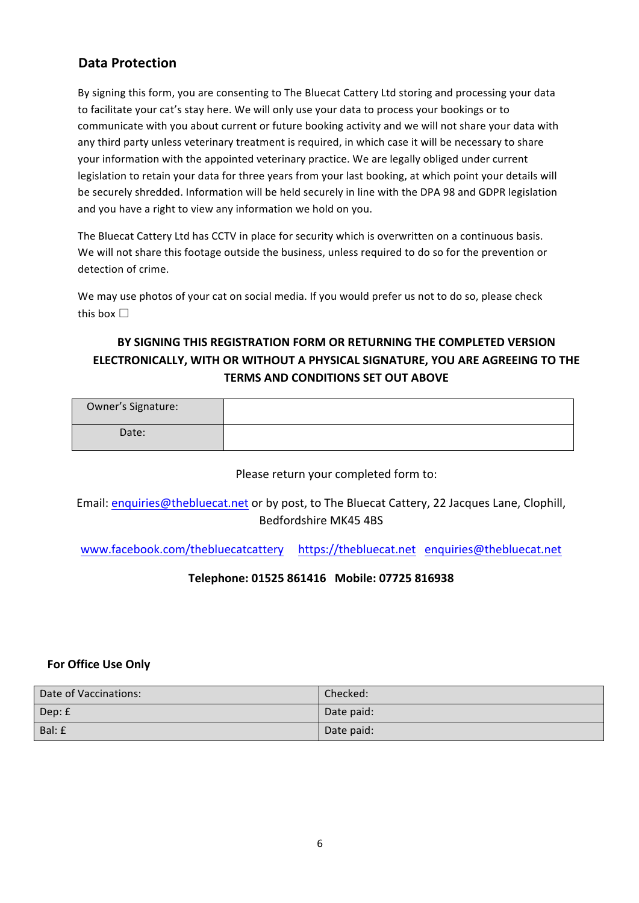## Data Protection

By signing this form, you are consenting to The Bluecat Cattery Ltd storing and processing your data to facilitate your cat's stay here. We will only use your data to process your bookings or to communicate with you about current or future booking activity and we will not share your data with any third party unless veterinary treatment is required, in which case it will be necessary to share your information with the appointed veterinary practice. We are legally obliged under current legislation to retain your data for three years from your last booking, at which point your details will be securely shredded. Information will be held securely in line with the DPA 98 and GDPR legislation and you have a right to view any information we hold on you.

The Bluecat Cattery Ltd has CCTV in place for security which is overwritten on a continuous basis. We will not share this footage outside the business, unless required to do so for the prevention or detection of crime.

We may use photos of your cat on social media. If you would prefer us not to do so, please check this box ☐

**BY SIGNING THIS REGISTRATION FORM OR RETURNING THE COMPLETED VERSION ELECTRONICALLY, WITH OR WITHOUT A PHYSICAL SIGNATURE, YOU ARE AGREEING TO THE TERMS AND CONDITIONS SET OUT ABOVE**

| | |
|---|---|
| Owner's Signature: | |
| Date: | |

Please return your completed form to:

Email: enquiries@thebluecat.net or by post, to The Bluecat Cattery, 22 Jacques Lane, Clophill, Bedfordshire MK45 4BS

www.facebook.com/thebluecatcattery https://thebluecat.net enquiries@thebluecat.net

**Telephone: 01525 861416 Mobile: 07725 816938**

**For Office Use Only**

| | |
|---|---|
| Date of Vaccinations: | Checked: |
| Dep: £ | Date paid: |
| Bal: £ | Date paid: |